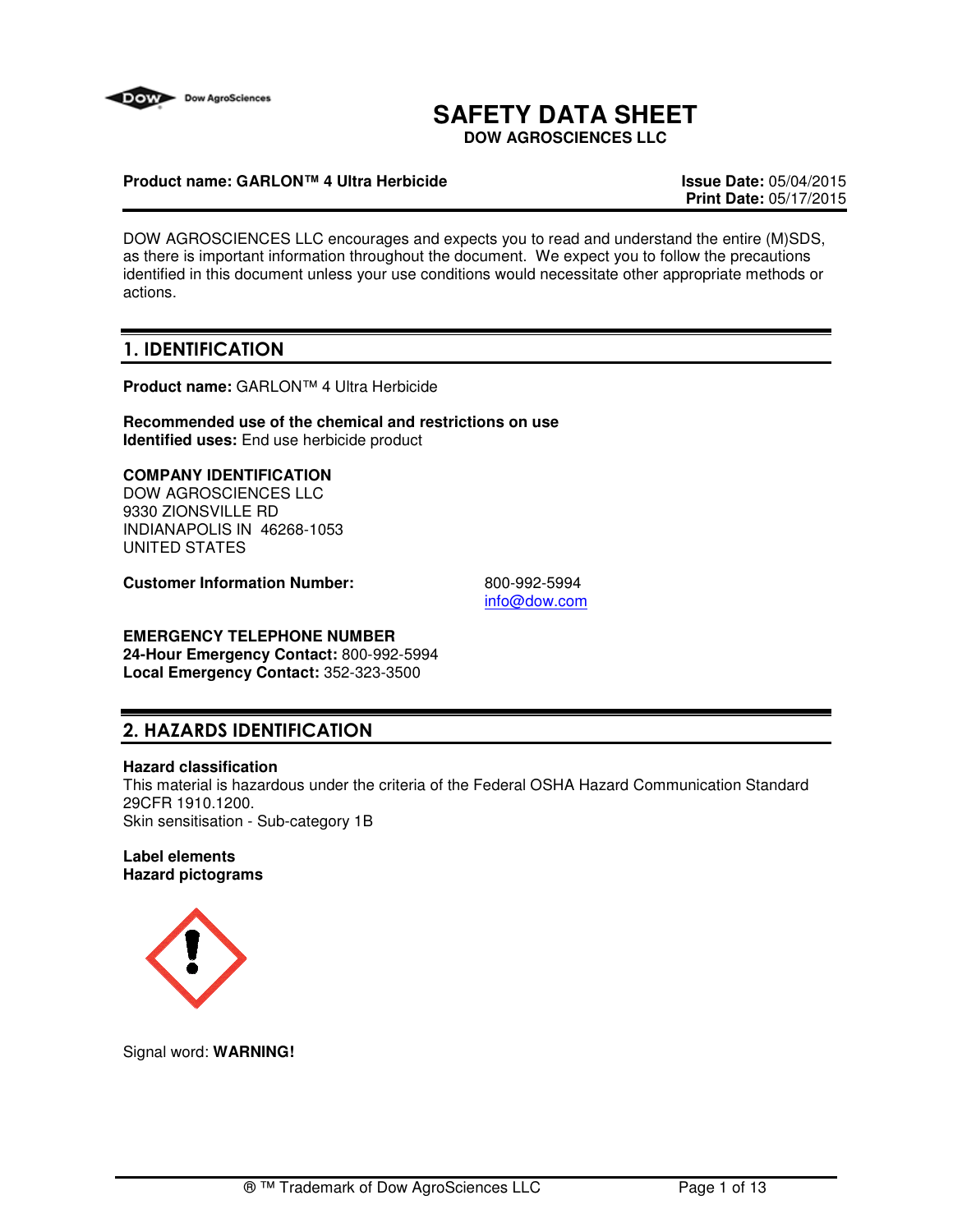# SAFETY DATA SHEET

**DOW AGROSCIENCES LLC**

**Product name: GARLON™ 4 Ultra Herbicide**

**Issue Date:** 05/04/2015
**Print Date:** 05/17/2015

DOW AGROSCIENCES LLC encourages and expects you to read and understand the entire (M)SDS, as there is important information throughout the document. We expect you to follow the precautions identified in this document unless your use conditions would necessitate other appropriate methods or actions.

## 1. IDENTIFICATION

**Product name:** GARLON™ 4 Ultra Herbicide

**Recommended use of the chemical and restrictions on use**
**Identified uses:** End use herbicide product

**COMPANY IDENTIFICATION**
DOW AGROSCIENCES LLC
9330 ZIONSVILLE RD
INDIANAPOLIS IN 46268-1053
UNITED STATES

**Customer Information Number:** 800-992-5994
info@dow.com

**EMERGENCY TELEPHONE NUMBER**
**24-Hour Emergency Contact:** 800-992-5994
**Local Emergency Contact:** 352-323-3500

## 2. HAZARDS IDENTIFICATION

**Hazard classification**
This material is hazardous under the criteria of the Federal OSHA Hazard Communication Standard 29CFR 1910.1200.
Skin sensitisation - Sub-category 1B

**Label elements**
**Hazard pictograms**

Signal word: **WARNING!**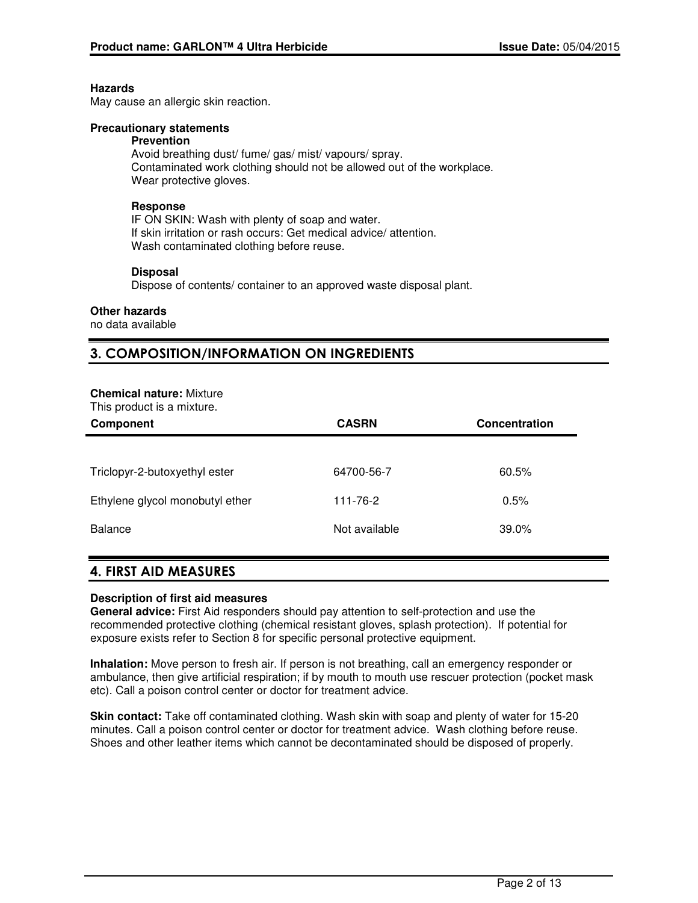**Hazards**
May cause an allergic skin reaction.

**Precautionary statements**

**Prevention**
Avoid breathing dust/ fume/ gas/ mist/ vapours/ spray.
Contaminated work clothing should not be allowed out of the workplace.
Wear protective gloves.

**Response**
IF ON SKIN: Wash with plenty of soap and water.
If skin irritation or rash occurs: Get medical advice/ attention.
Wash contaminated clothing before reuse.

**Disposal**
Dispose of contents/ container to an approved waste disposal plant.

**Other hazards**
no data available

## 3. COMPOSITION/INFORMATION ON INGREDIENTS

**Chemical nature:** Mixture
This product is a mixture.

| Component | CASRN | Concentration |
|---|---|---|
| Triclopyr-2-butoxyethyl ester | 64700-56-7 | 60.5% |
| Ethylene glycol monobutyl ether | 111-76-2 | 0.5% |
| Balance | Not available | 39.0% |

## 4. FIRST AID MEASURES

**Description of first aid measures**

**General advice:** First Aid responders should pay attention to self-protection and use the recommended protective clothing (chemical resistant gloves, splash protection). If potential for exposure exists refer to Section 8 for specific personal protective equipment.

**Inhalation:** Move person to fresh air. If person is not breathing, call an emergency responder or ambulance, then give artificial respiration; if by mouth to mouth use rescuer protection (pocket mask etc). Call a poison control center or doctor for treatment advice.

**Skin contact:** Take off contaminated clothing. Wash skin with soap and plenty of water for 15-20 minutes. Call a poison control center or doctor for treatment advice. Wash clothing before reuse. Shoes and other leather items which cannot be decontaminated should be disposed of properly.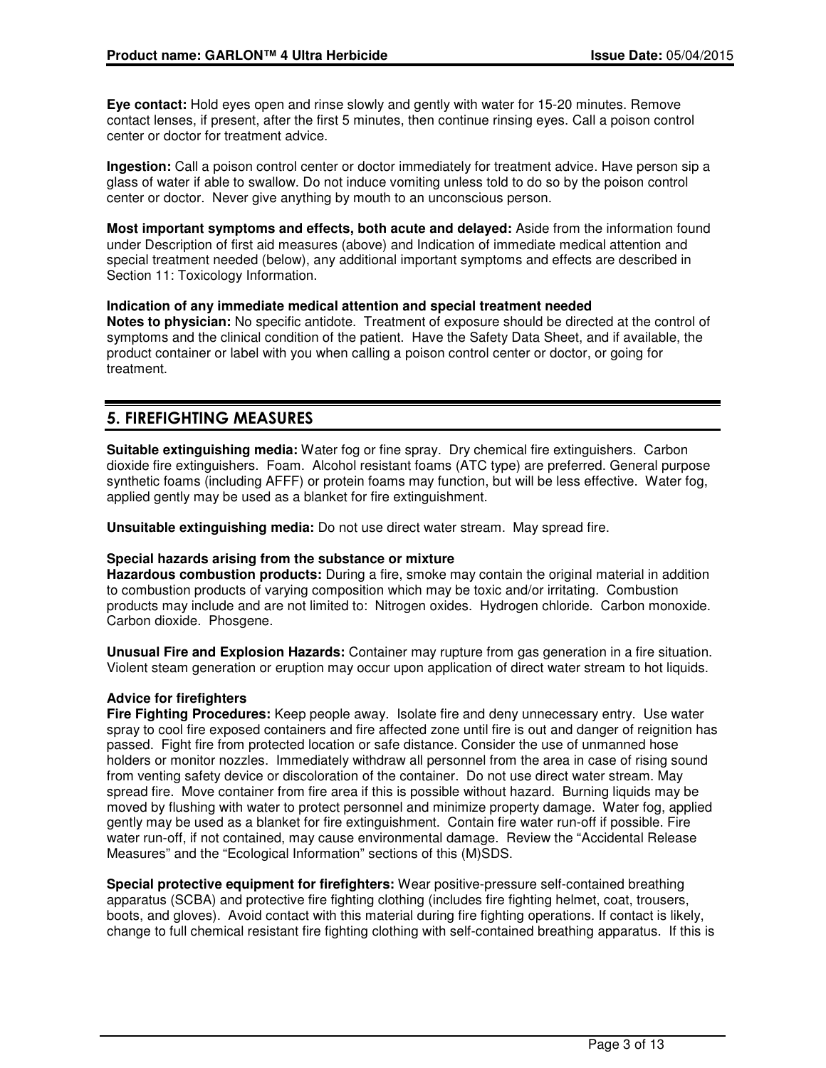**Eye contact:** Hold eyes open and rinse slowly and gently with water for 15-20 minutes. Remove contact lenses, if present, after the first 5 minutes, then continue rinsing eyes. Call a poison control center or doctor for treatment advice.

**Ingestion:** Call a poison control center or doctor immediately for treatment advice. Have person sip a glass of water if able to swallow. Do not induce vomiting unless told to do so by the poison control center or doctor. Never give anything by mouth to an unconscious person.

**Most important symptoms and effects, both acute and delayed:** Aside from the information found under Description of first aid measures (above) and Indication of immediate medical attention and special treatment needed (below), any additional important symptoms and effects are described in Section 11: Toxicology Information.

**Indication of any immediate medical attention and special treatment needed**
**Notes to physician:** No specific antidote. Treatment of exposure should be directed at the control of symptoms and the clinical condition of the patient. Have the Safety Data Sheet, and if available, the product container or label with you when calling a poison control center or doctor, or going for treatment.

## 5. FIREFIGHTING MEASURES

**Suitable extinguishing media:** Water fog or fine spray. Dry chemical fire extinguishers. Carbon dioxide fire extinguishers. Foam. Alcohol resistant foams (ATC type) are preferred. General purpose synthetic foams (including AFFF) or protein foams may function, but will be less effective. Water fog, applied gently may be used as a blanket for fire extinguishment.

**Unsuitable extinguishing media:** Do not use direct water stream. May spread fire.

**Special hazards arising from the substance or mixture**
**Hazardous combustion products:** During a fire, smoke may contain the original material in addition to combustion products of varying composition which may be toxic and/or irritating. Combustion products may include and are not limited to: Nitrogen oxides. Hydrogen chloride. Carbon monoxide. Carbon dioxide. Phosgene.

**Unusual Fire and Explosion Hazards:** Container may rupture from gas generation in a fire situation. Violent steam generation or eruption may occur upon application of direct water stream to hot liquids.

**Advice for firefighters**
**Fire Fighting Procedures:** Keep people away. Isolate fire and deny unnecessary entry. Use water spray to cool fire exposed containers and fire affected zone until fire is out and danger of reignition has passed. Fight fire from protected location or safe distance. Consider the use of unmanned hose holders or monitor nozzles. Immediately withdraw all personnel from the area in case of rising sound from venting safety device or discoloration of the container. Do not use direct water stream. May spread fire. Move container from fire area if this is possible without hazard. Burning liquids may be moved by flushing with water to protect personnel and minimize property damage. Water fog, applied gently may be used as a blanket for fire extinguishment. Contain fire water run-off if possible. Fire water run-off, if not contained, may cause environmental damage. Review the “Accidental Release Measures” and the “Ecological Information” sections of this (M)SDS.

**Special protective equipment for firefighters:** Wear positive-pressure self-contained breathing apparatus (SCBA) and protective fire fighting clothing (includes fire fighting helmet, coat, trousers, boots, and gloves). Avoid contact with this material during fire fighting operations. If contact is likely, change to full chemical resistant fire fighting clothing with self-contained breathing apparatus. If this is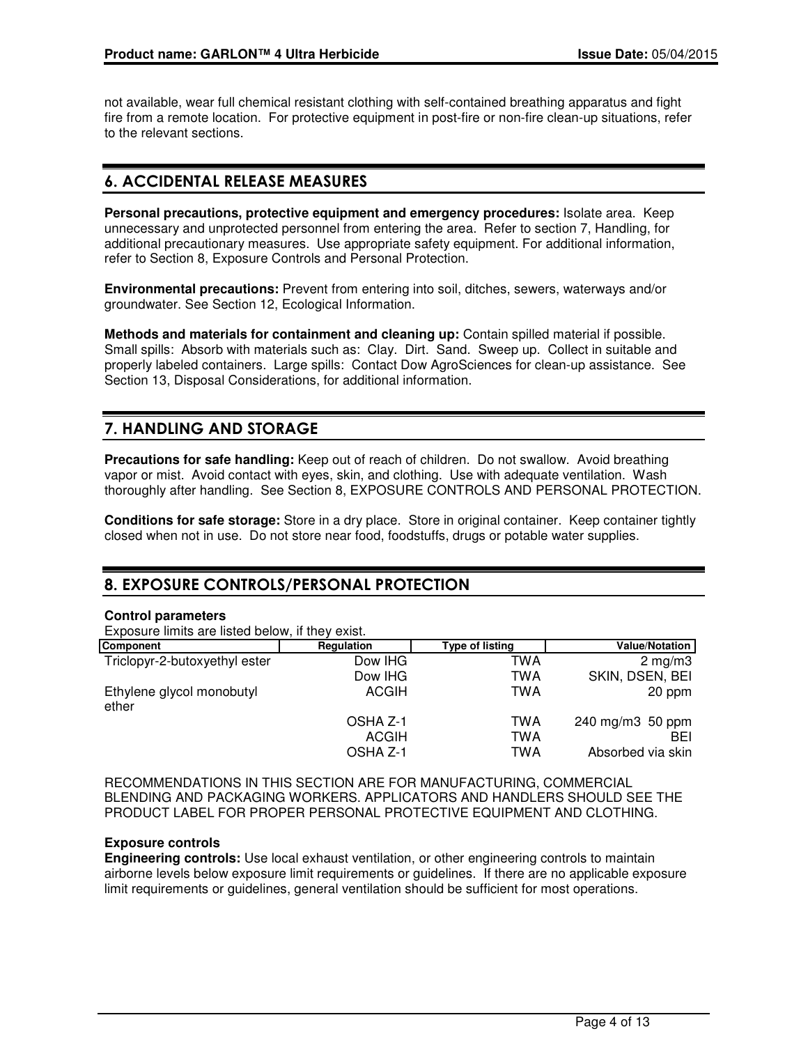not available, wear full chemical resistant clothing with self-contained breathing apparatus and fight fire from a remote location. For protective equipment in post-fire or non-fire clean-up situations, refer to the relevant sections.

## 6. ACCIDENTAL RELEASE MEASURES

**Personal precautions, protective equipment and emergency procedures:** Isolate area. Keep unnecessary and unprotected personnel from entering the area. Refer to section 7, Handling, for additional precautionary measures. Use appropriate safety equipment. For additional information, refer to Section 8, Exposure Controls and Personal Protection.

**Environmental precautions:** Prevent from entering into soil, ditches, sewers, waterways and/or groundwater. See Section 12, Ecological Information.

**Methods and materials for containment and cleaning up:** Contain spilled material if possible. Small spills: Absorb with materials such as: Clay. Dirt. Sand. Sweep up. Collect in suitable and properly labeled containers. Large spills: Contact Dow AgroSciences for clean-up assistance. See Section 13, Disposal Considerations, for additional information.

## 7. HANDLING AND STORAGE

**Precautions for safe handling:** Keep out of reach of children. Do not swallow. Avoid breathing vapor or mist. Avoid contact with eyes, skin, and clothing. Use with adequate ventilation. Wash thoroughly after handling. See Section 8, EXPOSURE CONTROLS AND PERSONAL PROTECTION.

**Conditions for safe storage:** Store in a dry place. Store in original container. Keep container tightly closed when not in use. Do not store near food, foodstuffs, drugs or potable water supplies.

## 8. EXPOSURE CONTROLS/PERSONAL PROTECTION

**Control parameters**

Exposure limits are listed below, if they exist.

| Component | Regulation | Type of listing | Value/Notation |
|---|---|---|---|
| Triclopyr-2-butoxyethyl ester | Dow IHG | TWA | 2 mg/m3 |
| | Dow IHG | TWA | SKIN, DSEN, BEI |
| Ethylene glycol monobutyl ether | ACGIH | TWA | 20 ppm |
| | OSHA Z-1 | TWA | 240 mg/m3 50 ppm |
| | ACGIH | TWA | BEI |
| | OSHA Z-1 | TWA | Absorbed via skin |

RECOMMENDATIONS IN THIS SECTION ARE FOR MANUFACTURING, COMMERCIAL BLENDING AND PACKAGING WORKERS. APPLICATORS AND HANDLERS SHOULD SEE THE PRODUCT LABEL FOR PROPER PERSONAL PROTECTIVE EQUIPMENT AND CLOTHING.

**Exposure controls**

**Engineering controls:** Use local exhaust ventilation, or other engineering controls to maintain airborne levels below exposure limit requirements or guidelines. If there are no applicable exposure limit requirements or guidelines, general ventilation should be sufficient for most operations.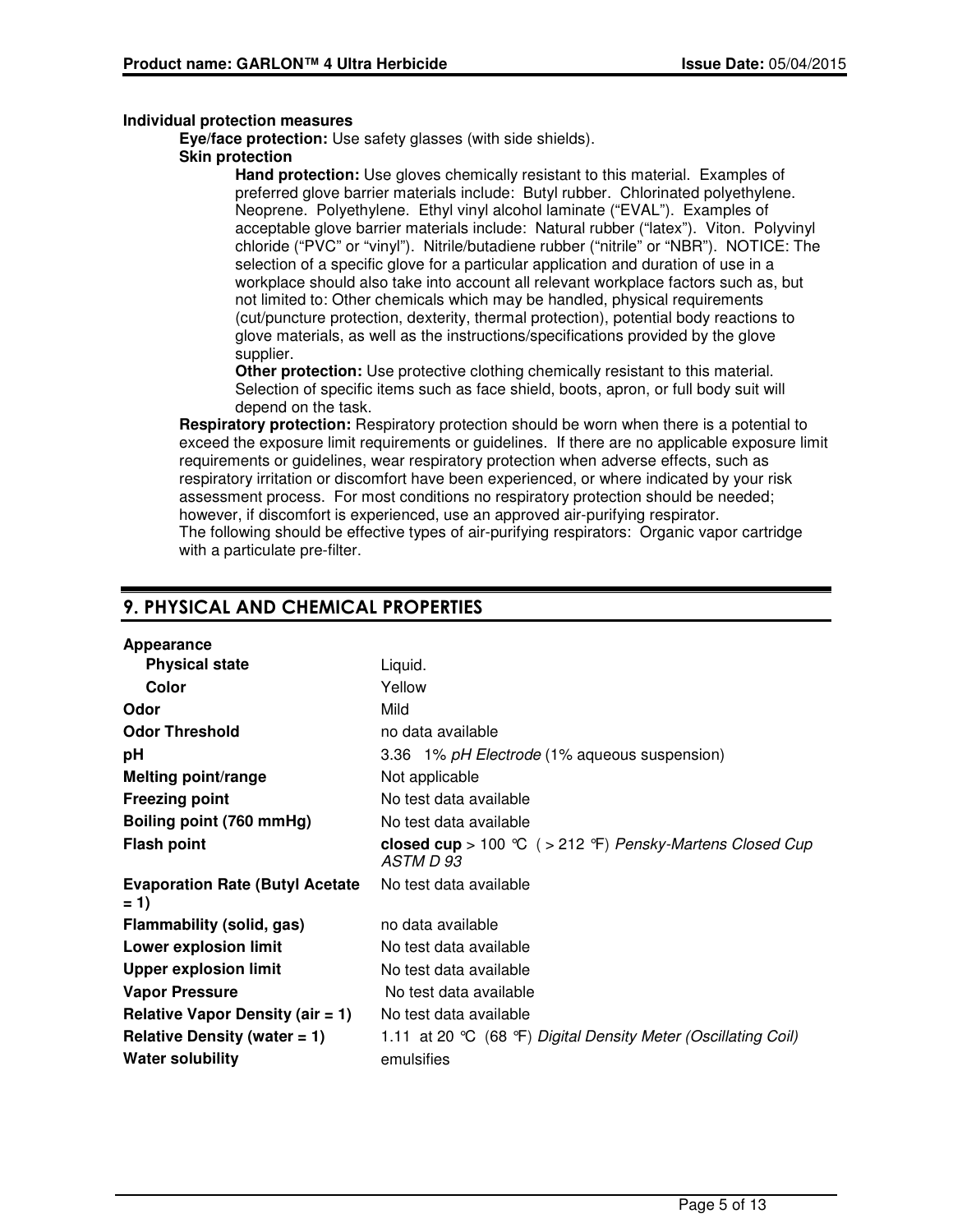**Individual protection measures**

**Eye/face protection:** Use safety glasses (with side shields).

**Skin protection**

**Hand protection:** Use gloves chemically resistant to this material. Examples of preferred glove barrier materials include: Butyl rubber. Chlorinated polyethylene. Neoprene. Polyethylene. Ethyl vinyl alcohol laminate ("EVAL"). Examples of acceptable glove barrier materials include: Natural rubber ("latex"). Viton. Polyvinyl chloride ("PVC" or "vinyl"). Nitrile/butadiene rubber ("nitrile" or "NBR"). NOTICE: The selection of a specific glove for a particular application and duration of use in a workplace should also take into account all relevant workplace factors such as, but not limited to: Other chemicals which may be handled, physical requirements (cut/puncture protection, dexterity, thermal protection), potential body reactions to glove materials, as well as the instructions/specifications provided by the glove supplier.

**Other protection:** Use protective clothing chemically resistant to this material. Selection of specific items such as face shield, boots, apron, or full body suit will depend on the task.

**Respiratory protection:** Respiratory protection should be worn when there is a potential to exceed the exposure limit requirements or guidelines. If there are no applicable exposure limit requirements or guidelines, wear respiratory protection when adverse effects, such as respiratory irritation or discomfort have been experienced, or where indicated by your risk assessment process. For most conditions no respiratory protection should be needed; however, if discomfort is experienced, use an approved air-purifying respirator.
The following should be effective types of air-purifying respirators: Organic vapor cartridge with a particulate pre-filter.

## 9. PHYSICAL AND CHEMICAL PROPERTIES

| | |
|---|---|
| **Appearance** | |
| **Physical state** | Liquid. |
| **Color** | Yellow |
| **Odor** | Mild |
| **Odor Threshold** | no data available |
| **pH** | 3.36 1% *pH Electrode* (1% aqueous suspension) |
| **Melting point/range** | Not applicable |
| **Freezing point** | No test data available |
| **Boiling point (760 mmHg)** | No test data available |
| **Flash point** | **closed cup** > 100 °C ( > 212 °F) *Pensky-Martens Closed Cup ASTM D 93* |
| **Evaporation Rate (Butyl Acetate = 1)** | No test data available |
| **Flammability (solid, gas)** | no data available |
| **Lower explosion limit** | No test data available |
| **Upper explosion limit** | No test data available |
| **Vapor Pressure** | No test data available |
| **Relative Vapor Density (air = 1)** | No test data available |
| **Relative Density (water = 1)** | 1.11 at 20 °C (68 °F) *Digital Density Meter (Oscillating Coil)* |
| **Water solubility** | emulsifies |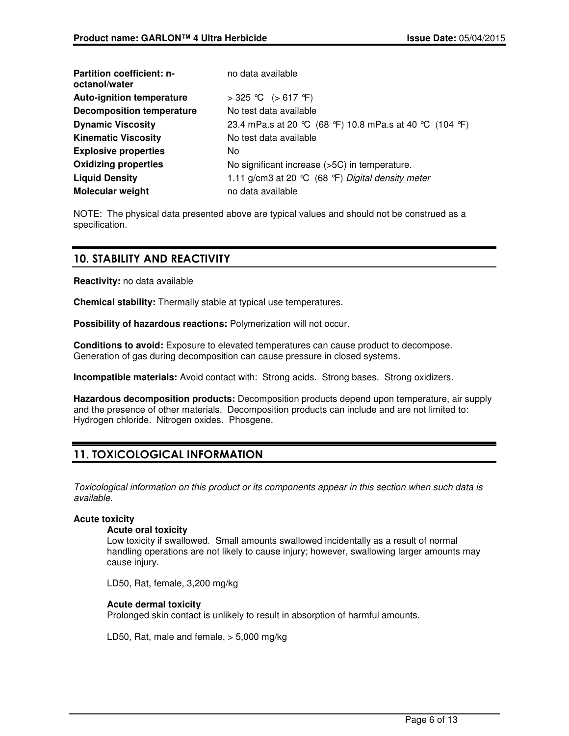| | |
|---|---|
| **Partition coefficient: n-octanol/water** | no data available |
| **Auto-ignition temperature** | > 325 °C (> 617 °F) |
| **Decomposition temperature** | No test data available |
| **Dynamic Viscosity** | 23.4 mPa.s at 20 °C (68 °F) 10.8 mPa.s at 40 °C (104 °F) |
| **Kinematic Viscosity** | No test data available |
| **Explosive properties** | No |
| **Oxidizing properties** | No significant increase (>5C) in temperature. |
| **Liquid Density** | 1.11 g/cm3 at 20 °C (68 °F) *Digital density meter* |
| **Molecular weight** | no data available |

NOTE: The physical data presented above are typical values and should not be construed as a specification.

## 10. STABILITY AND REACTIVITY

**Reactivity:** no data available

**Chemical stability:** Thermally stable at typical use temperatures.

**Possibility of hazardous reactions:** Polymerization will not occur.

**Conditions to avoid:** Exposure to elevated temperatures can cause product to decompose. Generation of gas during decomposition can cause pressure in closed systems.

**Incompatible materials:** Avoid contact with: Strong acids. Strong bases. Strong oxidizers.

**Hazardous decomposition products:** Decomposition products depend upon temperature, air supply and the presence of other materials. Decomposition products can include and are not limited to: Hydrogen chloride. Nitrogen oxides. Phosgene.

## 11. TOXICOLOGICAL INFORMATION

*Toxicological information on this product or its components appear in this section when such data is available.*

**Acute toxicity**

**Acute oral toxicity**

Low toxicity if swallowed. Small amounts swallowed incidentally as a result of normal handling operations are not likely to cause injury; however, swallowing larger amounts may cause injury.

LD50, Rat, female, 3,200 mg/kg

**Acute dermal toxicity**

Prolonged skin contact is unlikely to result in absorption of harmful amounts.

LD50, Rat, male and female, > 5,000 mg/kg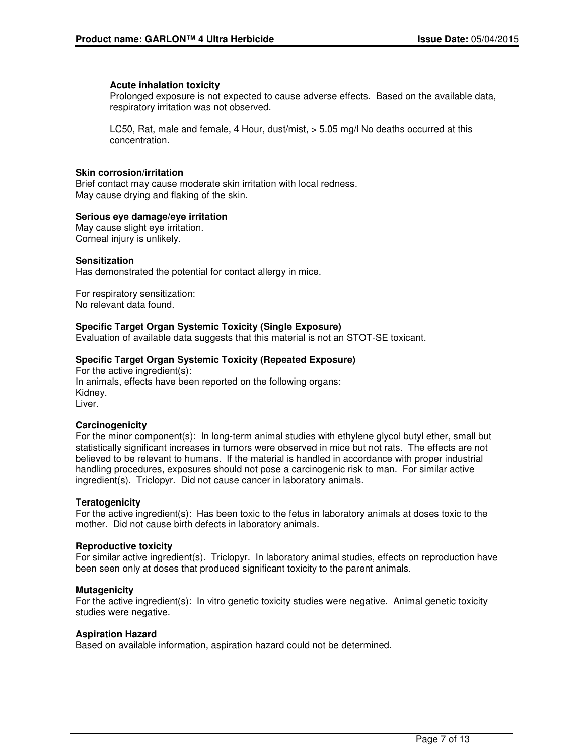#### Acute inhalation toxicity

Prolonged exposure is not expected to cause adverse effects. Based on the available data, respiratory irritation was not observed.

LC50, Rat, male and female, 4 Hour, dust/mist, > 5.05 mg/l No deaths occurred at this concentration.

### Skin corrosion/irritation

Brief contact may cause moderate skin irritation with local redness.
May cause drying and flaking of the skin.

### Serious eye damage/eye irritation

May cause slight eye irritation.
Corneal injury is unlikely.

### Sensitization

Has demonstrated the potential for contact allergy in mice.

For respiratory sensitization:
No relevant data found.

### Specific Target Organ Systemic Toxicity (Single Exposure)

Evaluation of available data suggests that this material is not an STOT-SE toxicant.

### Specific Target Organ Systemic Toxicity (Repeated Exposure)

For the active ingredient(s):
In animals, effects have been reported on the following organs:
Kidney.
Liver.

### Carcinogenicity

For the minor component(s): In long-term animal studies with ethylene glycol butyl ether, small but statistically significant increases in tumors were observed in mice but not rats. The effects are not believed to be relevant to humans. If the material is handled in accordance with proper industrial handling procedures, exposures should not pose a carcinogenic risk to man. For similar active ingredient(s). Triclopyr. Did not cause cancer in laboratory animals.

### Teratogenicity

For the active ingredient(s): Has been toxic to the fetus in laboratory animals at doses toxic to the mother. Did not cause birth defects in laboratory animals.

### Reproductive toxicity

For similar active ingredient(s). Triclopyr. In laboratory animal studies, effects on reproduction have been seen only at doses that produced significant toxicity to the parent animals.

### Mutagenicity

For the active ingredient(s): In vitro genetic toxicity studies were negative. Animal genetic toxicity studies were negative.

### Aspiration Hazard

Based on available information, aspiration hazard could not be determined.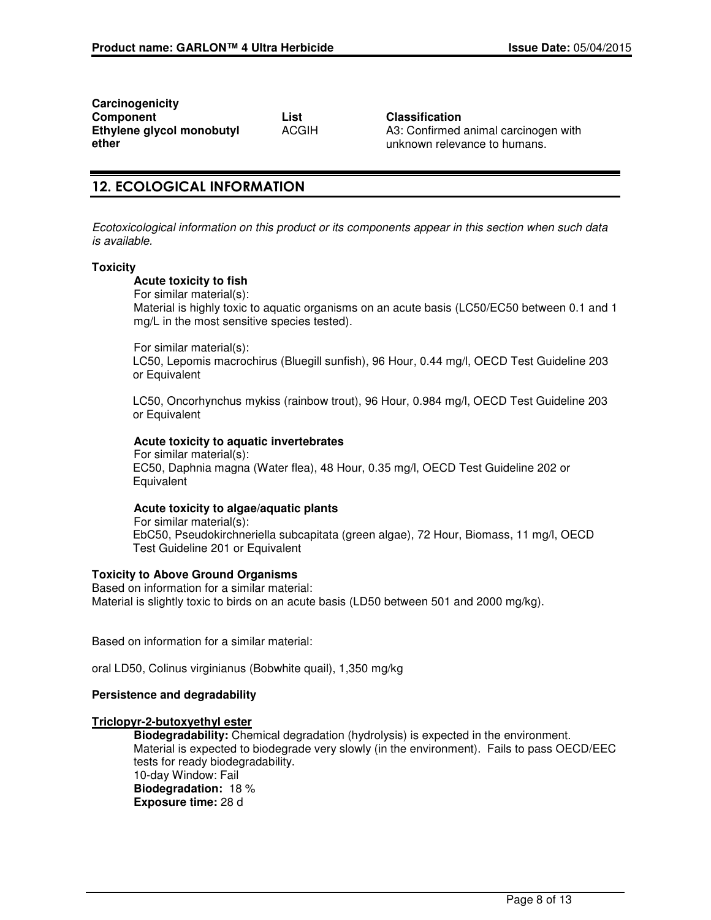**Carcinogenicity**

| Component | List | Classification |
| --- | --- | --- |
| Ethylene glycol monobutyl ether | ACGIH | A3: Confirmed animal carcinogen with unknown relevance to humans. |

## 12. ECOLOGICAL INFORMATION

*Ecotoxicological information on this product or its components appear in this section when such data is available.*

**Toxicity**

**Acute toxicity to fish**

For similar material(s):
Material is highly toxic to aquatic organisms on an acute basis (LC50/EC50 between 0.1 and 1 mg/L in the most sensitive species tested).

For similar material(s):
LC50, Lepomis macrochirus (Bluegill sunfish), 96 Hour, 0.44 mg/l, OECD Test Guideline 203 or Equivalent

LC50, Oncorhynchus mykiss (rainbow trout), 96 Hour, 0.984 mg/l, OECD Test Guideline 203 or Equivalent

**Acute toxicity to aquatic invertebrates**

For similar material(s):
EC50, Daphnia magna (Water flea), 48 Hour, 0.35 mg/l, OECD Test Guideline 202 or Equivalent

**Acute toxicity to algae/aquatic plants**

For similar material(s):
EbC50, Pseudokirchneriella subcapitata (green algae), 72 Hour, Biomass, 11 mg/l, OECD Test Guideline 201 or Equivalent

**Toxicity to Above Ground Organisms**

Based on information for a similar material:
Material is slightly toxic to birds on an acute basis (LD50 between 501 and 2000 mg/kg).

Based on information for a similar material:

oral LD50, Colinus virginianus (Bobwhite quail), 1,350 mg/kg

**Persistence and degradability**

**Triclopyr-2-butoxyethyl ester**

**Biodegradability:** Chemical degradation (hydrolysis) is expected in the environment. Material is expected to biodegrade very slowly (in the environment). Fails to pass OECD/EEC tests for ready biodegradability.
10-day Window: Fail
**Biodegradation:** 18 %
**Exposure time:** 28 d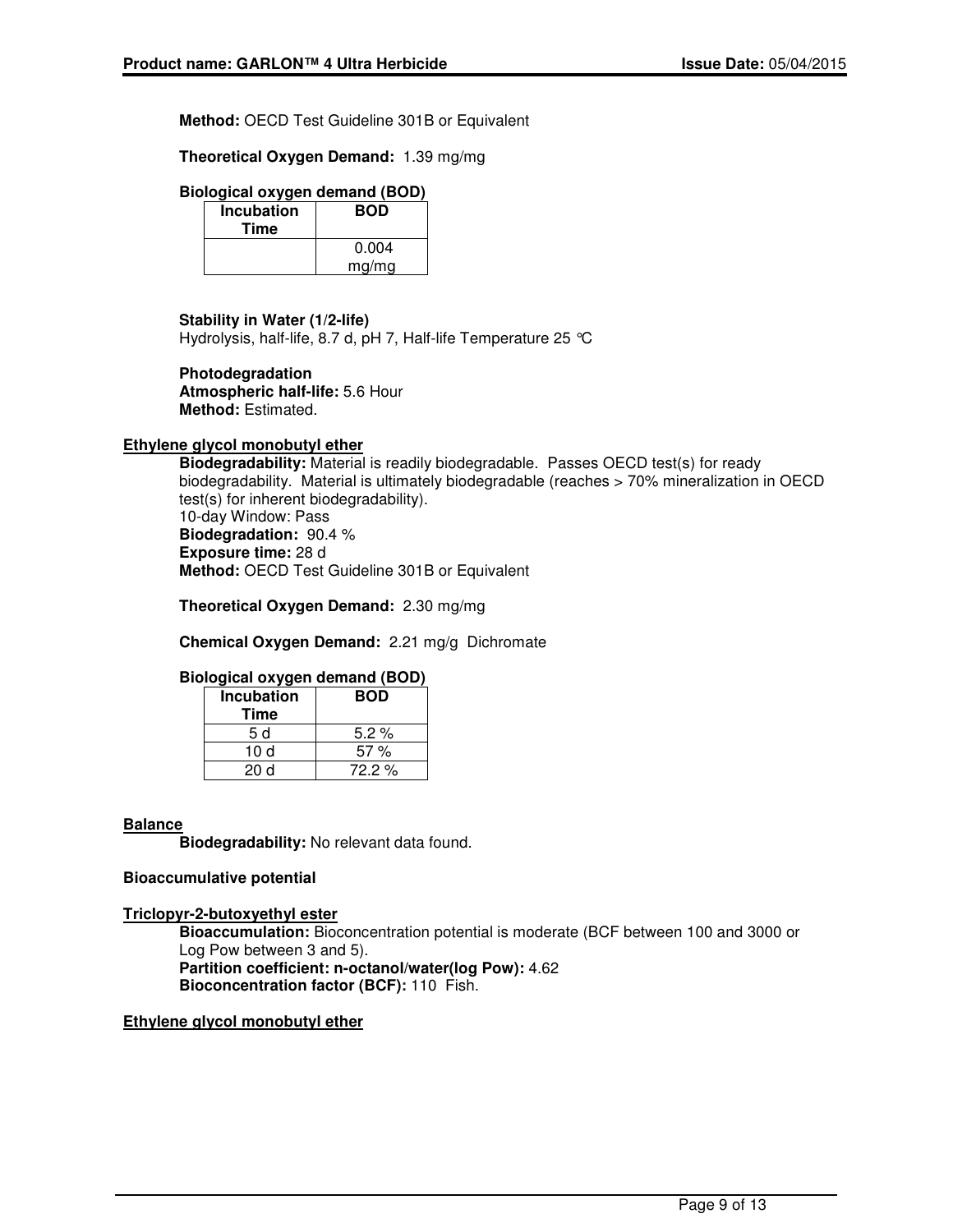**Method:** OECD Test Guideline 301B or Equivalent

**Theoretical Oxygen Demand:** 1.39 mg/mg

**Biological oxygen demand (BOD)**

| Incubation Time | BOD |
|---|---|
| | 0.004 mg/mg |

**Stability in Water (1/2-life)**
Hydrolysis, half-life, 8.7 d, pH 7, Half-life Temperature 25 °C

**Photodegradation**
**Atmospheric half-life:** 5.6 Hour
**Method:** Estimated.

**Ethylene glycol monobutyl ether**

**Biodegradability:** Material is readily biodegradable. Passes OECD test(s) for ready biodegradability. Material is ultimately biodegradable (reaches > 70% mineralization in OECD test(s) for inherent biodegradability).
10-day Window: Pass
**Biodegradation:** 90.4 %
**Exposure time:** 28 d
**Method:** OECD Test Guideline 301B or Equivalent

**Theoretical Oxygen Demand:** 2.30 mg/mg

**Chemical Oxygen Demand:** 2.21 mg/g Dichromate

**Biological oxygen demand (BOD)**

| Incubation Time | BOD |
|---|---|
| 5 d | 5.2 % |
| 10 d | 57 % |
| 20 d | 72.2 % |

**Balance**

**Biodegradability:** No relevant data found.

**Bioaccumulative potential**

**Triclopyr-2-butoxyethyl ester**

**Bioaccumulation:** Bioconcentration potential is moderate (BCF between 100 and 3000 or Log Pow between 3 and 5).
**Partition coefficient: n-octanol/water(log Pow):** 4.62
**Bioconcentration factor (BCF):** 110 Fish.

**Ethylene glycol monobutyl ether**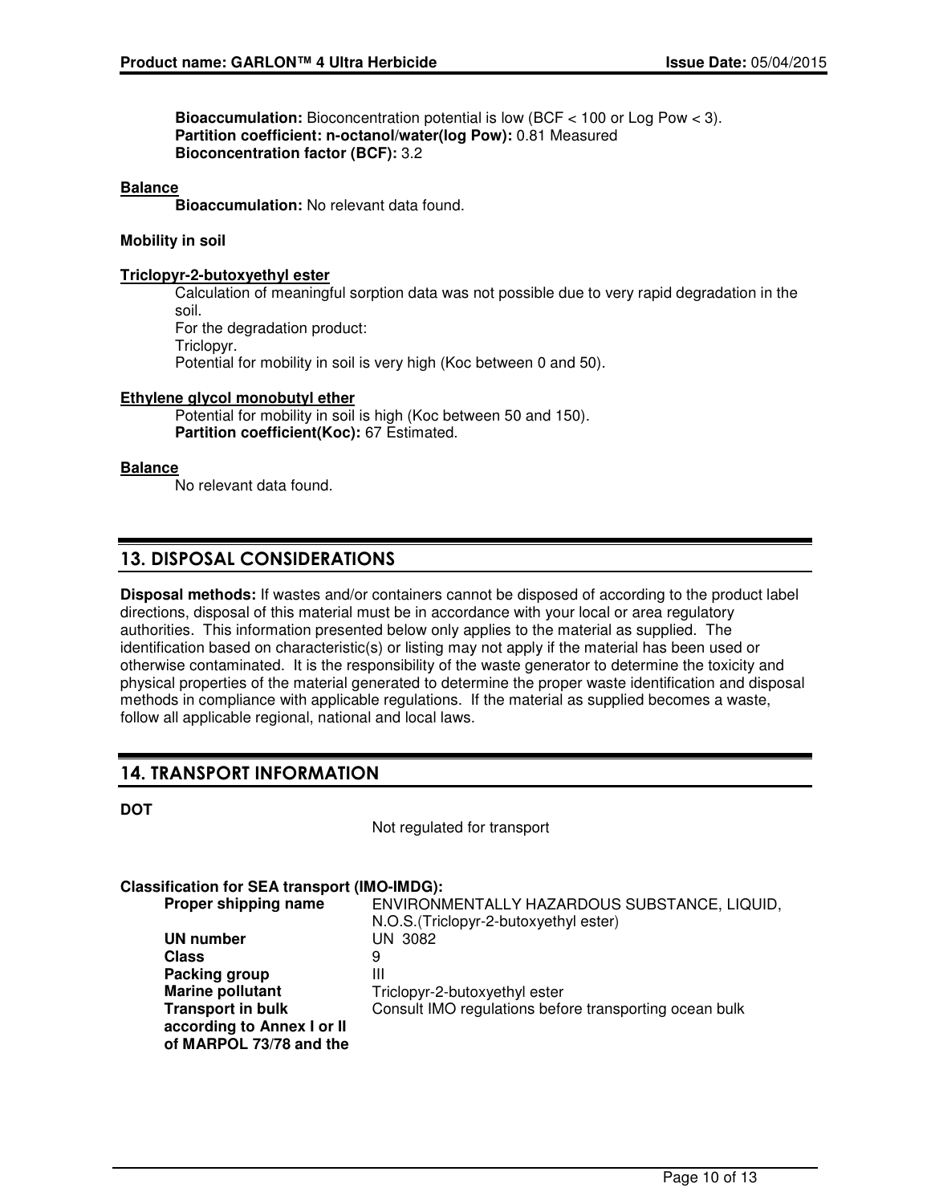**Bioaccumulation:** Bioconcentration potential is low (BCF < 100 or Log Pow < 3).
**Partition coefficient: n-octanol/water(log Pow):** 0.81 Measured
**Bioconcentration factor (BCF):** 3.2

**Balance**
**Bioaccumulation:** No relevant data found.

**Mobility in soil**

**Triclopyr-2-butoxyethyl ester**
Calculation of meaningful sorption data was not possible due to very rapid degradation in the soil.
For the degradation product:
Triclopyr.
Potential for mobility in soil is very high (Koc between 0 and 50).

**Ethylene glycol monobutyl ether**
Potential for mobility in soil is high (Koc between 50 and 150).
**Partition coefficient(Koc):** 67 Estimated.

**Balance**
No relevant data found.

## 13. DISPOSAL CONSIDERATIONS

**Disposal methods:** If wastes and/or containers cannot be disposed of according to the product label directions, disposal of this material must be in accordance with your local or area regulatory authorities. This information presented below only applies to the material as supplied. The identification based on characteristic(s) or listing may not apply if the material has been used or otherwise contaminated. It is the responsibility of the waste generator to determine the toxicity and physical properties of the material generated to determine the proper waste identification and disposal methods in compliance with applicable regulations. If the material as supplied becomes a waste, follow all applicable regional, national and local laws.

## 14. TRANSPORT INFORMATION

**DOT**

Not regulated for transport

**Classification for SEA transport (IMO-IMDG):**

| | |
|---|---|
| **Proper shipping name** | ENVIRONMENTALLY HAZARDOUS SUBSTANCE, LIQUID, N.O.S.(Triclopyr-2-butoxyethyl ester) |
| **UN number** | UN 3082 |
| **Class** | 9 |
| **Packing group** | III |
| **Marine pollutant** | Triclopyr-2-butoxyethyl ester |
| **Transport in bulk according to Annex I or II of MARPOL 73/78 and the** | Consult IMO regulations before transporting ocean bulk |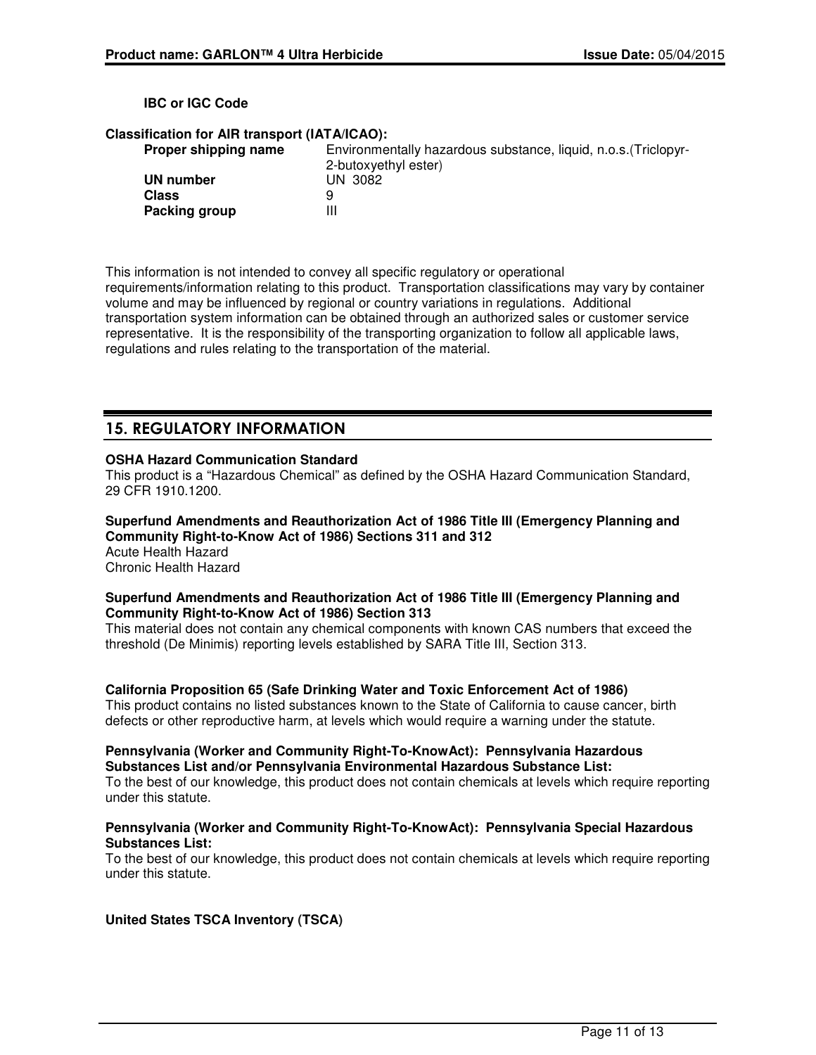**IBC or IGC Code**

**Classification for AIR transport (IATA/ICAO):**

| | |
|---|---|
| **Proper shipping name** | Environmentally hazardous substance, liquid, n.o.s.(Triclopyr-2-butoxyethyl ester) |
| **UN number** | UN 3082 |
| **Class** | 9 |
| **Packing group** | III |

This information is not intended to convey all specific regulatory or operational requirements/information relating to this product. Transportation classifications may vary by container volume and may be influenced by regional or country variations in regulations. Additional transportation system information can be obtained through an authorized sales or customer service representative. It is the responsibility of the transporting organization to follow all applicable laws, regulations and rules relating to the transportation of the material.

## 15. REGULATORY INFORMATION

**OSHA Hazard Communication Standard**
This product is a "Hazardous Chemical" as defined by the OSHA Hazard Communication Standard, 29 CFR 1910.1200.

**Superfund Amendments and Reauthorization Act of 1986 Title III (Emergency Planning and Community Right-to-Know Act of 1986) Sections 311 and 312**
Acute Health Hazard
Chronic Health Hazard

**Superfund Amendments and Reauthorization Act of 1986 Title III (Emergency Planning and Community Right-to-Know Act of 1986) Section 313**
This material does not contain any chemical components with known CAS numbers that exceed the threshold (De Minimis) reporting levels established by SARA Title III, Section 313.

**California Proposition 65 (Safe Drinking Water and Toxic Enforcement Act of 1986)**
This product contains no listed substances known to the State of California to cause cancer, birth defects or other reproductive harm, at levels which would require a warning under the statute.

**Pennsylvania (Worker and Community Right-To-KnowAct): Pennsylvania Hazardous Substances List and/or Pennsylvania Environmental Hazardous Substance List:**
To the best of our knowledge, this product does not contain chemicals at levels which require reporting under this statute.

**Pennsylvania (Worker and Community Right-To-KnowAct): Pennsylvania Special Hazardous Substances List:**
To the best of our knowledge, this product does not contain chemicals at levels which require reporting under this statute.

**United States TSCA Inventory (TSCA)**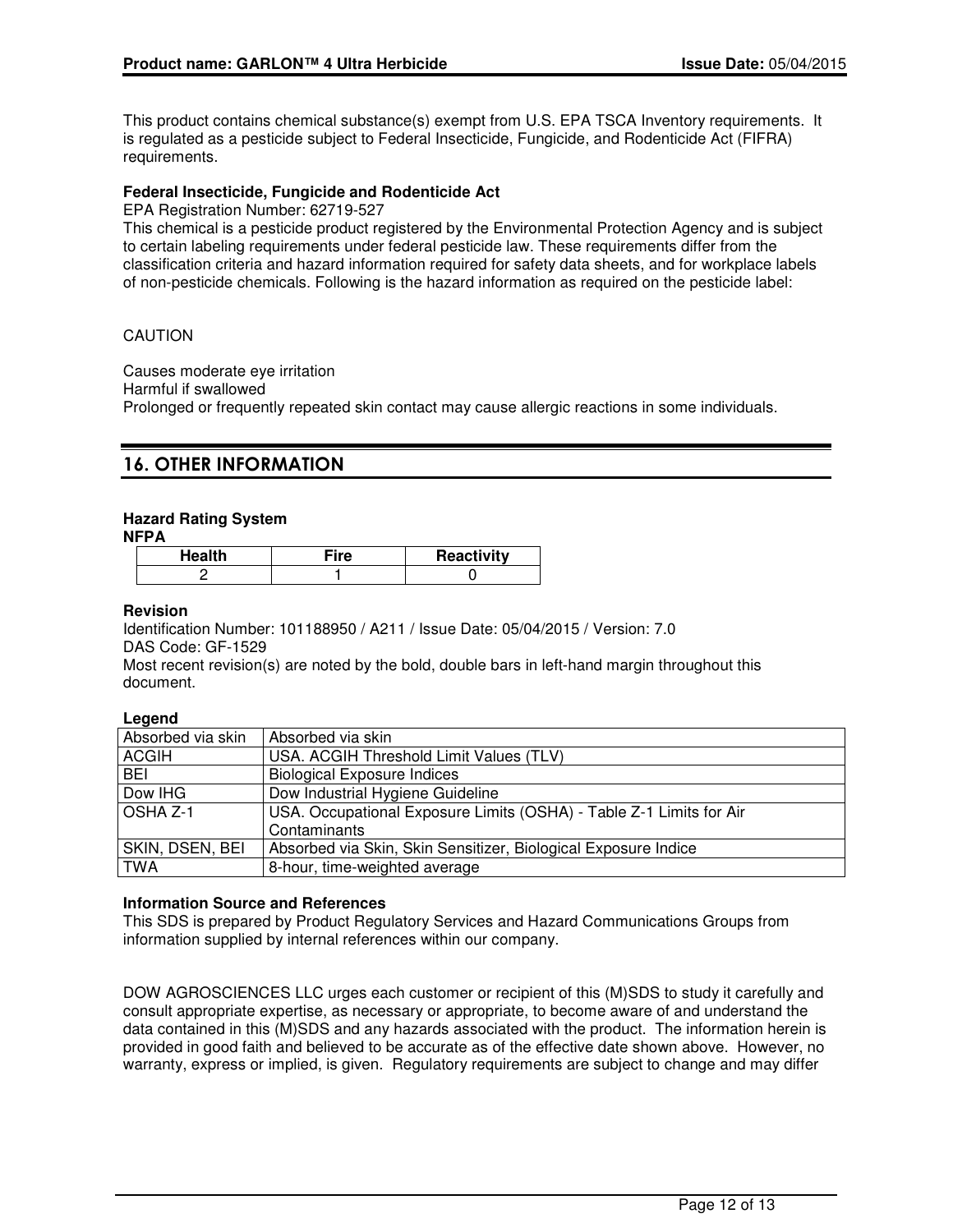This product contains chemical substance(s) exempt from U.S. EPA TSCA Inventory requirements. It is regulated as a pesticide subject to Federal Insecticide, Fungicide, and Rodenticide Act (FIFRA) requirements.

**Federal Insecticide, Fungicide and Rodenticide Act**
EPA Registration Number: 62719-527
This chemical is a pesticide product registered by the Environmental Protection Agency and is subject to certain labeling requirements under federal pesticide law. These requirements differ from the classification criteria and hazard information required for safety data sheets, and for workplace labels of non-pesticide chemicals. Following is the hazard information as required on the pesticide label:

CAUTION

Causes moderate eye irritation
Harmful if swallowed
Prolonged or frequently repeated skin contact may cause allergic reactions in some individuals.

## 16. OTHER INFORMATION

**Hazard Rating System**
**NFPA**

| Health | Fire | Reactivity |
|---|---|---|
| 2 | 1 | 0 |

**Revision**
Identification Number: 101188950 / A211 / Issue Date: 05/04/2015 / Version: 7.0
DAS Code: GF-1529
Most recent revision(s) are noted by the bold, double bars in left-hand margin throughout this document.

**Legend**

| | |
|---|---|
| Absorbed via skin | Absorbed via skin |
| ACGIH | USA. ACGIH Threshold Limit Values (TLV) |
| BEI | Biological Exposure Indices |
| Dow IHG | Dow Industrial Hygiene Guideline |
| OSHA Z-1 | USA. Occupational Exposure Limits (OSHA) - Table Z-1 Limits for Air Contaminants |
| SKIN, DSEN, BEI | Absorbed via Skin, Skin Sensitizer, Biological Exposure Indice |
| TWA | 8-hour, time-weighted average |

**Information Source and References**
This SDS is prepared by Product Regulatory Services and Hazard Communications Groups from information supplied by internal references within our company.

DOW AGROSCIENCES LLC urges each customer or recipient of this (M)SDS to study it carefully and consult appropriate expertise, as necessary or appropriate, to become aware of and understand the data contained in this (M)SDS and any hazards associated with the product. The information herein is provided in good faith and believed to be accurate as of the effective date shown above. However, no warranty, express or implied, is given. Regulatory requirements are subject to change and may differ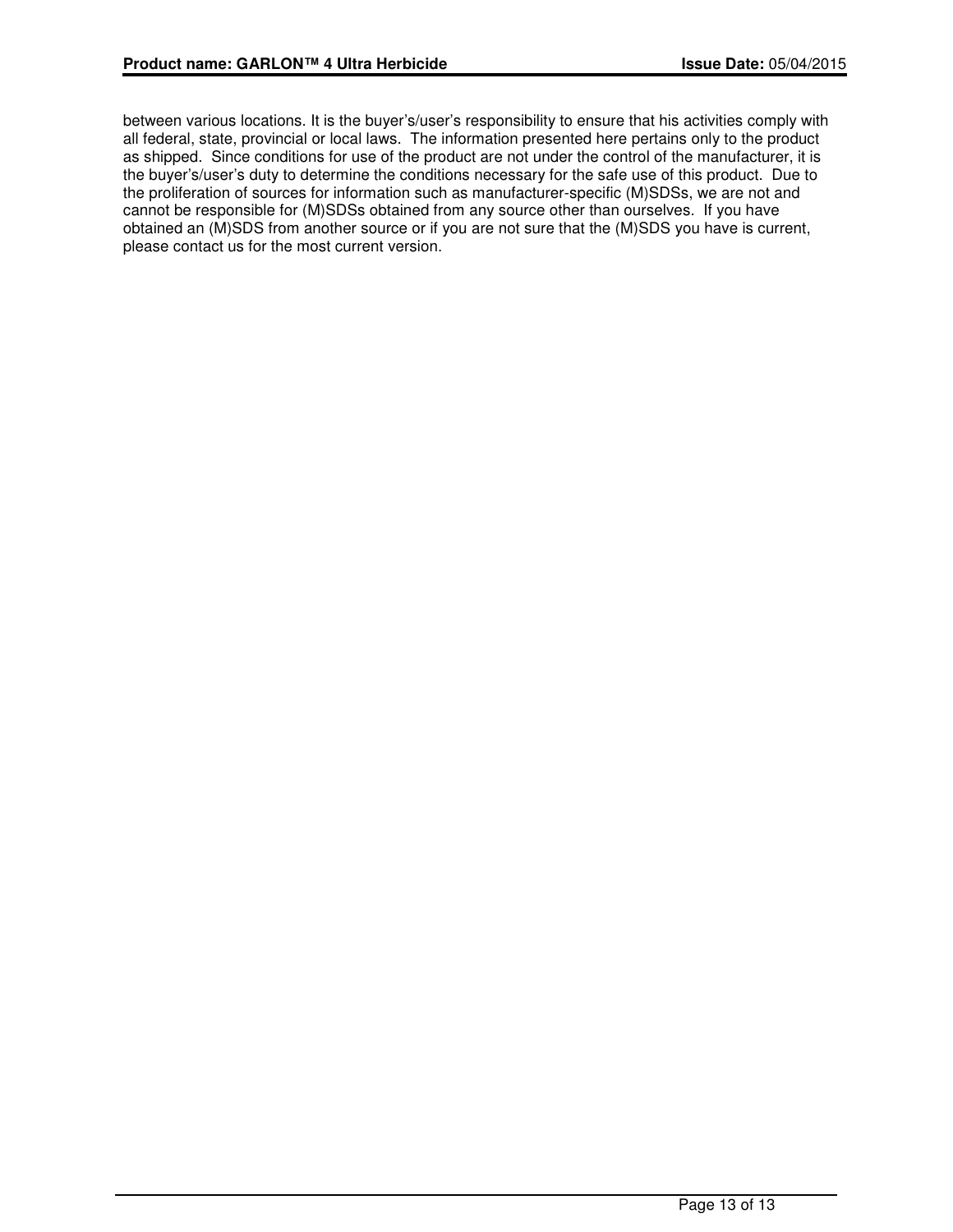between various locations. It is the buyer's/user's responsibility to ensure that his activities comply with all federal, state, provincial or local laws. The information presented here pertains only to the product as shipped. Since conditions for use of the product are not under the control of the manufacturer, it is the buyer's/user's duty to determine the conditions necessary for the safe use of this product. Due to the proliferation of sources for information such as manufacturer-specific (M)SDSs, we are not and cannot be responsible for (M)SDSs obtained from any source other than ourselves. If you have obtained an (M)SDS from another source or if you are not sure that the (M)SDS you have is current, please contact us for the most current version.